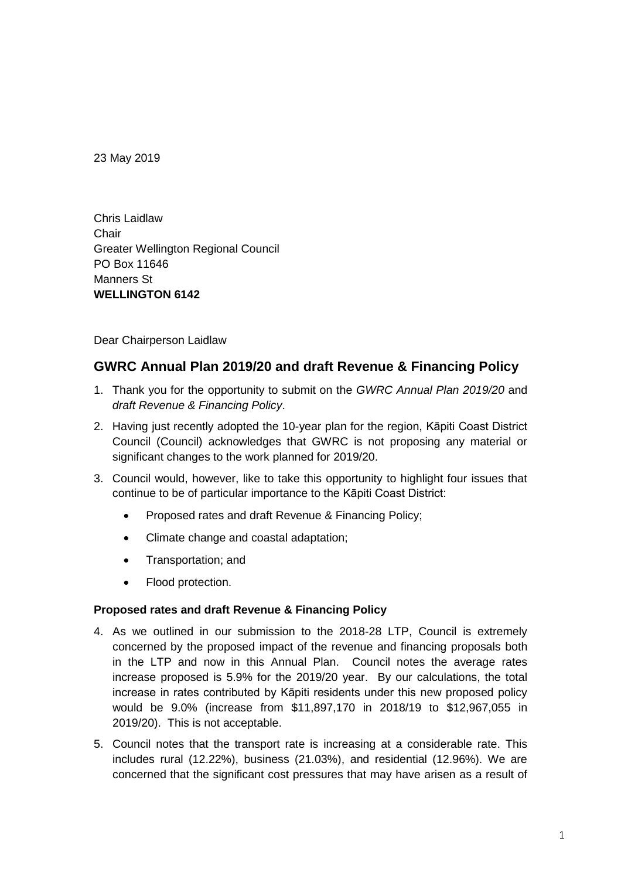23 May 2019

Chris Laidlaw
Chair
Greater Wellington Regional Council
PO Box 11646
Manners St
**WELLINGTON 6142**

Dear Chairperson Laidlaw

## GWRC Annual Plan 2019/20 and draft Revenue & Financing Policy

1. Thank you for the opportunity to submit on the *GWRC Annual Plan 2019/20* and *draft Revenue & Financing Policy*.
2. Having just recently adopted the 10-year plan for the region, Kāpiti Coast District Council (Council) acknowledges that GWRC is not proposing any material or significant changes to the work planned for 2019/20.
3. Council would, however, like to take this opportunity to highlight four issues that continue to be of particular importance to the Kāpiti Coast District:
   - Proposed rates and draft Revenue & Financing Policy;
   - Climate change and coastal adaptation;
   - Transportation; and
   - Flood protection.

**Proposed rates and draft Revenue & Financing Policy**

4. As we outlined in our submission to the 2018-28 LTP, Council is extremely concerned by the proposed impact of the revenue and financing proposals both in the LTP and now in this Annual Plan. Council notes the average rates increase proposed is 5.9% for the 2019/20 year. By our calculations, the total increase in rates contributed by Kāpiti residents under this new proposed policy would be 9.0% (increase from $11,897,170 in 2018/19 to $12,967,055 in 2019/20). This is not acceptable.
5. Council notes that the transport rate is increasing at a considerable rate. This includes rural (12.22%), business (21.03%), and residential (12.96%). We are concerned that the significant cost pressures that may have arisen as a result of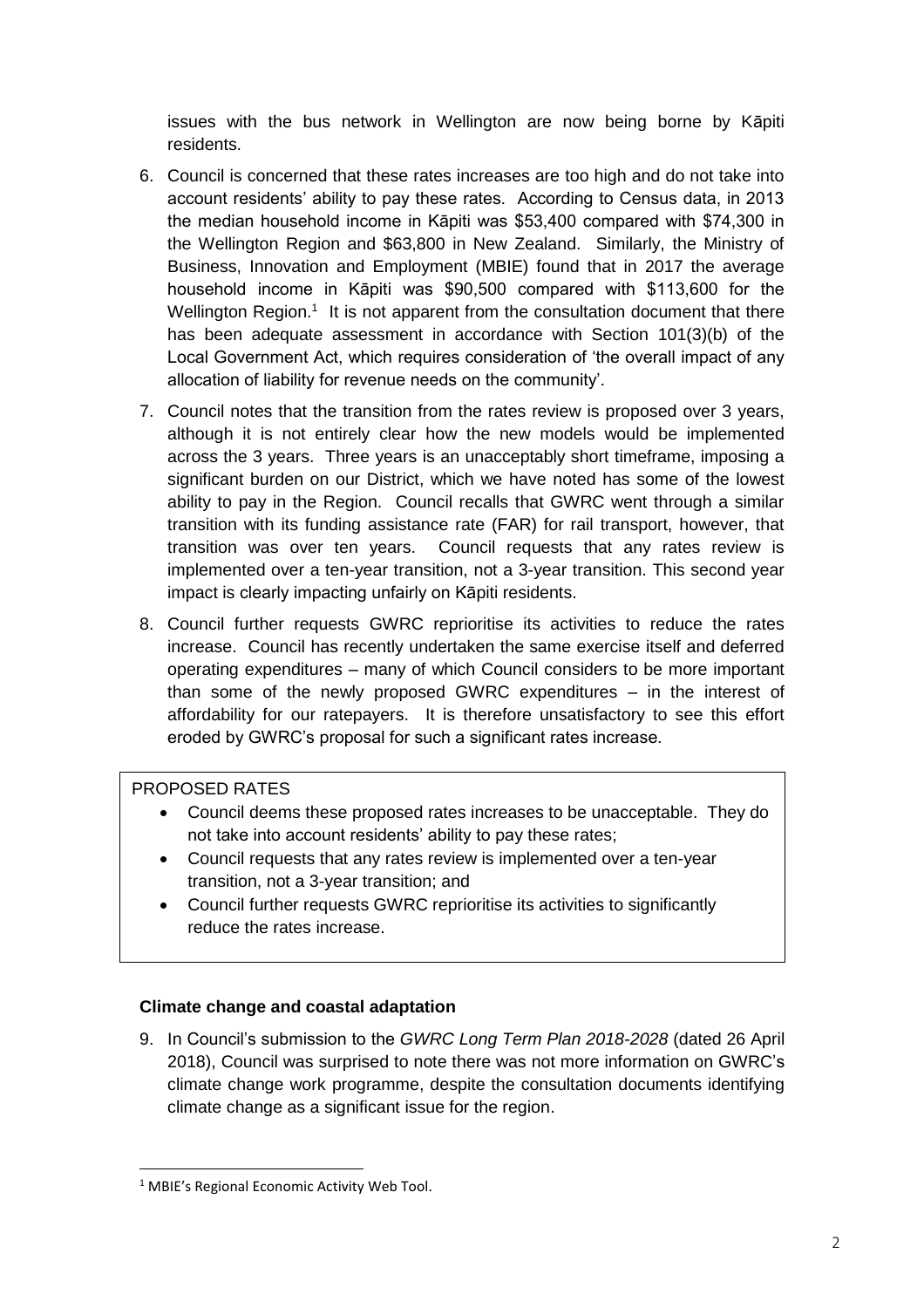issues with the bus network in Wellington are now being borne by Kāpiti residents.

6. Council is concerned that these rates increases are too high and do not take into account residents' ability to pay these rates. According to Census data, in 2013 the median household income in Kāpiti was $53,400 compared with $74,300 in the Wellington Region and $63,800 in New Zealand. Similarly, the Ministry of Business, Innovation and Employment (MBIE) found that in 2017 the average household income in Kāpiti was $90,500 compared with $113,600 for the Wellington Region.[1] It is not apparent from the consultation document that there has been adequate assessment in accordance with Section 101(3)(b) of the Local Government Act, which requires consideration of 'the overall impact of any allocation of liability for revenue needs on the community'.

7. Council notes that the transition from the rates review is proposed over 3 years, although it is not entirely clear how the new models would be implemented across the 3 years. Three years is an unacceptably short timeframe, imposing a significant burden on our District, which we have noted has some of the lowest ability to pay in the Region. Council recalls that GWRC went through a similar transition with its funding assistance rate (FAR) for rail transport, however, that transition was over ten years. Council requests that any rates review is implemented over a ten-year transition, not a 3-year transition. This second year impact is clearly impacting unfairly on Kāpiti residents.

8. Council further requests GWRC reprioritise its activities to reduce the rates increase. Council has recently undertaken the same exercise itself and deferred operating expenditures – many of which Council considers to be more important than some of the newly proposed GWRC expenditures – in the interest of affordability for our ratepayers. It is therefore unsatisfactory to see this effort eroded by GWRC's proposal for such a significant rates increase.

PROPOSED RATES

- Council deems these proposed rates increases to be unacceptable. They do not take into account residents' ability to pay these rates;
- Council requests that any rates review is implemented over a ten-year transition, not a 3-year transition; and
- Council further requests GWRC reprioritise its activities to significantly reduce the rates increase.

**Climate change and coastal adaptation**

9. In Council's submission to the *GWRC Long Term Plan 2018-2028* (dated 26 April 2018), Council was surprised to note there was not more information on GWRC's climate change work programme, despite the consultation documents identifying climate change as a significant issue for the region.

[1] MBIE's Regional Economic Activity Web Tool.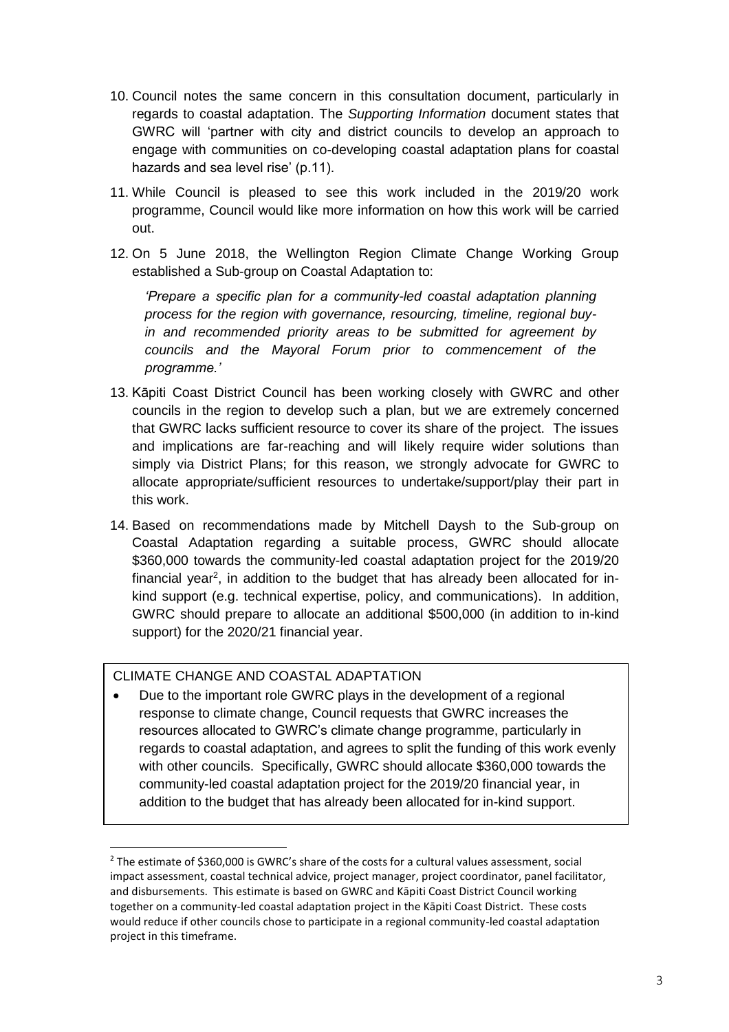10. Council notes the same concern in this consultation document, particularly in regards to coastal adaptation. The *Supporting Information* document states that GWRC will 'partner with city and district councils to develop an approach to engage with communities on co-developing coastal adaptation plans for coastal hazards and sea level rise' (p.11).

11. While Council is pleased to see this work included in the 2019/20 work programme, Council would like more information on how this work will be carried out.

12. On 5 June 2018, the Wellington Region Climate Change Working Group established a Sub-group on Coastal Adaptation to:

    *'Prepare a specific plan for a community-led coastal adaptation planning process for the region with governance, resourcing, timeline, regional buy-in and recommended priority areas to be submitted for agreement by councils and the Mayoral Forum prior to commencement of the programme.'*

13. Kāpiti Coast District Council has been working closely with GWRC and other councils in the region to develop such a plan, but we are extremely concerned that GWRC lacks sufficient resource to cover its share of the project. The issues and implications are far-reaching and will likely require wider solutions than simply via District Plans; for this reason, we strongly advocate for GWRC to allocate appropriate/sufficient resources to undertake/support/play their part in this work.

14. Based on recommendations made by Mitchell Daysh to the Sub-group on Coastal Adaptation regarding a suitable process, GWRC should allocate $360,000 towards the community-led coastal adaptation project for the 2019/20 financial year[2], in addition to the budget that has already been allocated for in-kind support (e.g. technical expertise, policy, and communications). In addition, GWRC should prepare to allocate an additional $500,000 (in addition to in-kind support) for the 2020/21 financial year.

CLIMATE CHANGE AND COASTAL ADAPTATION

- Due to the important role GWRC plays in the development of a regional response to climate change, Council requests that GWRC increases the resources allocated to GWRC's climate change programme, particularly in regards to coastal adaptation, and agrees to split the funding of this work evenly with other councils. Specifically, GWRC should allocate $360,000 towards the community-led coastal adaptation project for the 2019/20 financial year, in addition to the budget that has already been allocated for in-kind support.

---

[2] The estimate of $360,000 is GWRC's share of the costs for a cultural values assessment, social impact assessment, coastal technical advice, project manager, project coordinator, panel facilitator, and disbursements. This estimate is based on GWRC and Kāpiti Coast District Council working together on a community-led coastal adaptation project in the Kāpiti Coast District. These costs would reduce if other councils chose to participate in a regional community-led coastal adaptation project in this timeframe.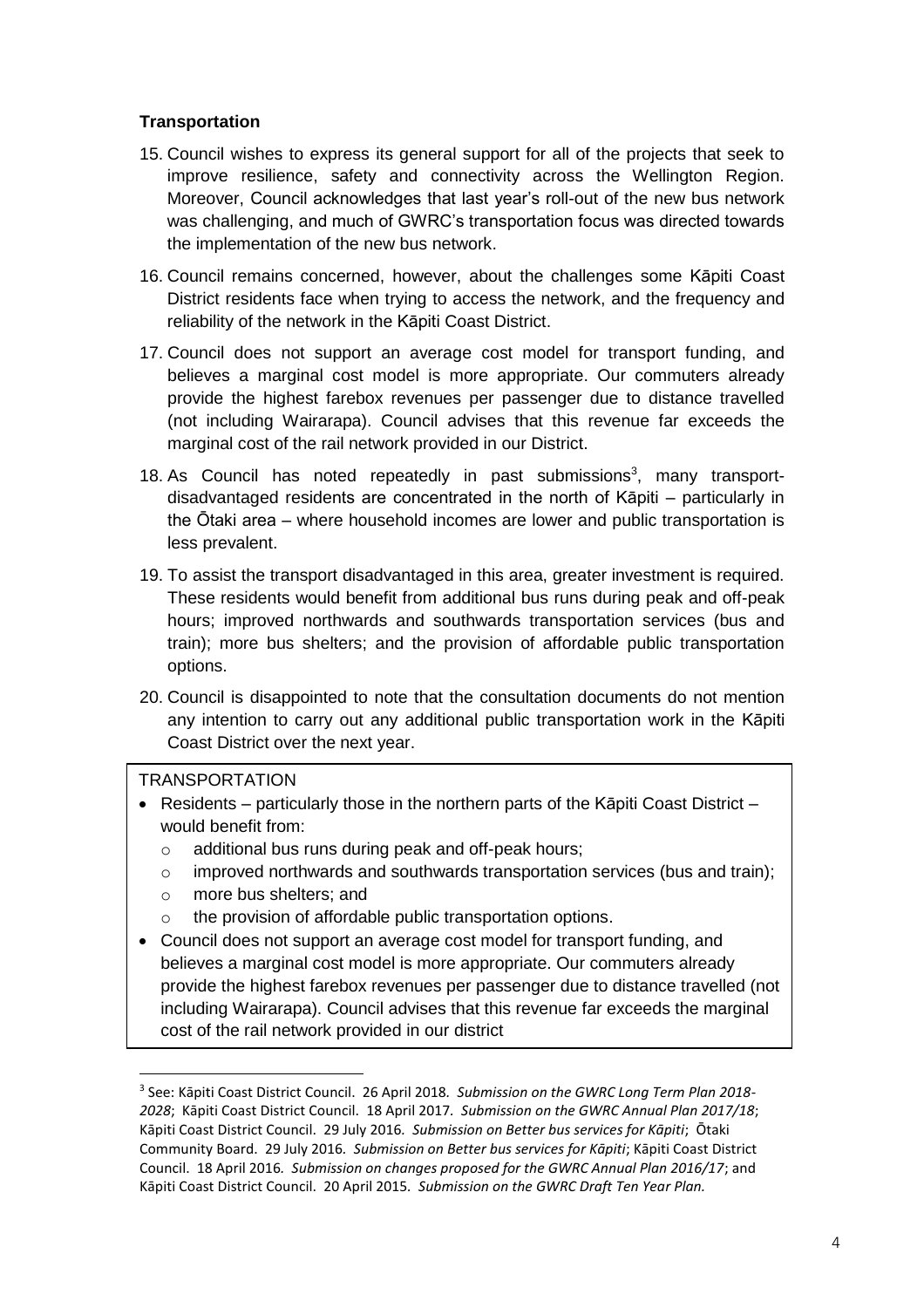### Transportation

15. Council wishes to express its general support for all of the projects that seek to improve resilience, safety and connectivity across the Wellington Region. Moreover, Council acknowledges that last year's roll-out of the new bus network was challenging, and much of GWRC's transportation focus was directed towards the implementation of the new bus network.

16. Council remains concerned, however, about the challenges some Kāpiti Coast District residents face when trying to access the network, and the frequency and reliability of the network in the Kāpiti Coast District.

17. Council does not support an average cost model for transport funding, and believes a marginal cost model is more appropriate. Our commuters already provide the highest farebox revenues per passenger due to distance travelled (not including Wairarapa). Council advises that this revenue far exceeds the marginal cost of the rail network provided in our District.

18. As Council has noted repeatedly in past submissions[3], many transport-disadvantaged residents are concentrated in the north of Kāpiti – particularly in the Ōtaki area – where household incomes are lower and public transportation is less prevalent.

19. To assist the transport disadvantaged in this area, greater investment is required. These residents would benefit from additional bus runs during peak and off-peak hours; improved northwards and southwards transportation services (bus and train); more bus shelters; and the provision of affordable public transportation options.

20. Council is disappointed to note that the consultation documents do not mention any intention to carry out any additional public transportation work in the Kāpiti Coast District over the next year.

> TRANSPORTATION
>
> - Residents – particularly those in the northern parts of the Kāpiti Coast District – would benefit from:
>   - additional bus runs during peak and off-peak hours;
>   - improved northwards and southwards transportation services (bus and train);
>   - more bus shelters; and
>   - the provision of affordable public transportation options.
> - Council does not support an average cost model for transport funding, and believes a marginal cost model is more appropriate. Our commuters already provide the highest farebox revenues per passenger due to distance travelled (not including Wairarapa). Council advises that this revenue far exceeds the marginal cost of the rail network provided in our district

---

[3] See: Kāpiti Coast District Council. 26 April 2018. *Submission on the GWRC Long Term Plan 2018-2028*; Kāpiti Coast District Council. 18 April 2017. *Submission on the GWRC Annual Plan 2017/18*; Kāpiti Coast District Council. 29 July 2016. *Submission on Better bus services for Kāpiti*; Ōtaki Community Board. 29 July 2016. *Submission on Better bus services for Kāpiti*; Kāpiti Coast District Council. 18 April 2016. *Submission on changes proposed for the GWRC Annual Plan 2016/17*; and Kāpiti Coast District Council. 20 April 2015. *Submission on the GWRC Draft Ten Year Plan.*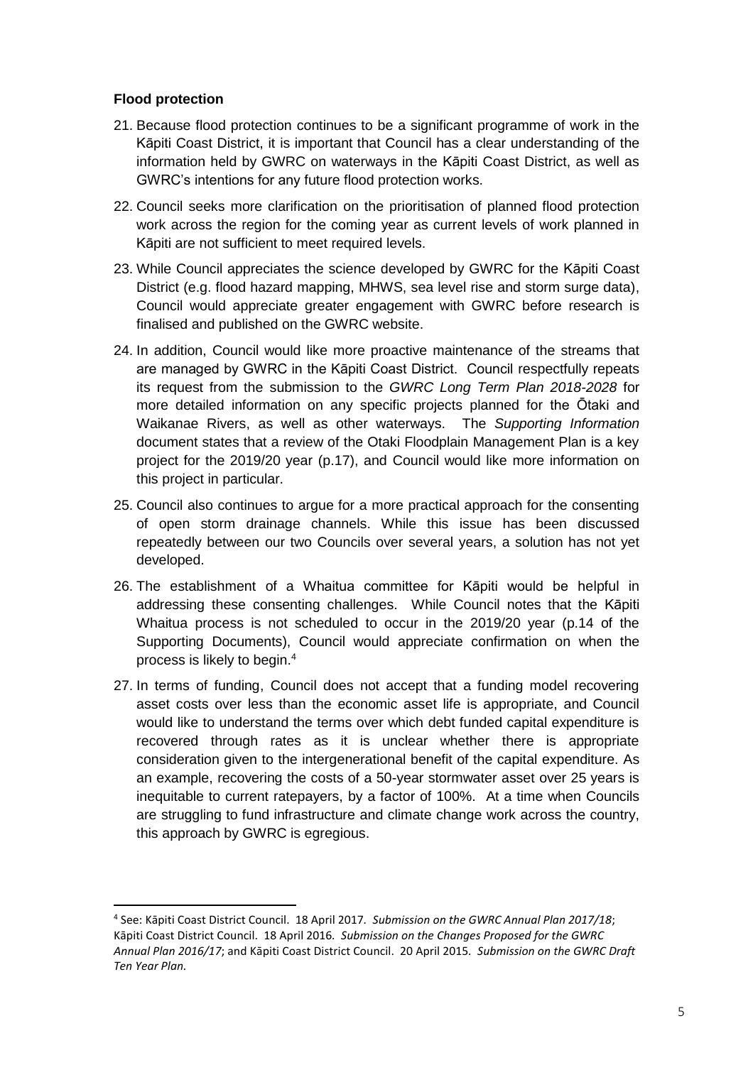**Flood protection**

21. Because flood protection continues to be a significant programme of work in the Kāpiti Coast District, it is important that Council has a clear understanding of the information held by GWRC on waterways in the Kāpiti Coast District, as well as GWRC's intentions for any future flood protection works.

22. Council seeks more clarification on the prioritisation of planned flood protection work across the region for the coming year as current levels of work planned in Kāpiti are not sufficient to meet required levels.

23. While Council appreciates the science developed by GWRC for the Kāpiti Coast District (e.g. flood hazard mapping, MHWS, sea level rise and storm surge data), Council would appreciate greater engagement with GWRC before research is finalised and published on the GWRC website.

24. In addition, Council would like more proactive maintenance of the streams that are managed by GWRC in the Kāpiti Coast District. Council respectfully repeats its request from the submission to the *GWRC Long Term Plan 2018-2028* for more detailed information on any specific projects planned for the Ōtaki and Waikanae Rivers, as well as other waterways. The *Supporting Information* document states that a review of the Otaki Floodplain Management Plan is a key project for the 2019/20 year (p.17), and Council would like more information on this project in particular.

25. Council also continues to argue for a more practical approach for the consenting of open storm drainage channels. While this issue has been discussed repeatedly between our two Councils over several years, a solution has not yet developed.

26. The establishment of a Whaitua committee for Kāpiti would be helpful in addressing these consenting challenges. While Council notes that the Kāpiti Whaitua process is not scheduled to occur in the 2019/20 year (p.14 of the Supporting Documents), Council would appreciate confirmation on when the process is likely to begin.[4]

27. In terms of funding, Council does not accept that a funding model recovering asset costs over less than the economic asset life is appropriate, and Council would like to understand the terms over which debt funded capital expenditure is recovered through rates as it is unclear whether there is appropriate consideration given to the intergenerational benefit of the capital expenditure. As an example, recovering the costs of a 50-year stormwater asset over 25 years is inequitable to current ratepayers, by a factor of 100%. At a time when Councils are struggling to fund infrastructure and climate change work across the country, this approach by GWRC is egregious.

---

[4] See: Kāpiti Coast District Council. 18 April 2017. *Submission on the GWRC Annual Plan 2017/18*; Kāpiti Coast District Council. 18 April 2016. *Submission on the Changes Proposed for the GWRC Annual Plan 2016/17*; and Kāpiti Coast District Council. 20 April 2015. *Submission on the GWRC Draft Ten Year Plan.*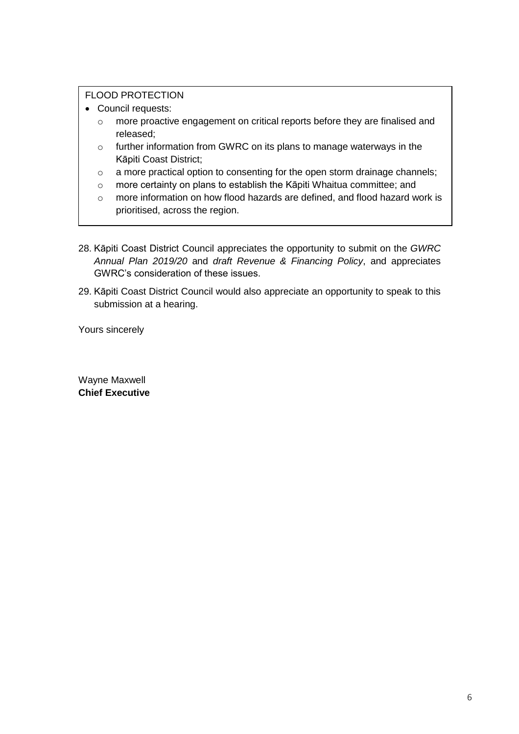FLOOD PROTECTION

- Council requests:
  - more proactive engagement on critical reports before they are finalised and released;
  - further information from GWRC on its plans to manage waterways in the Kāpiti Coast District;
  - a more practical option to consenting for the open storm drainage channels;
  - more certainty on plans to establish the Kāpiti Whaitua committee; and
  - more information on how flood hazards are defined, and flood hazard work is prioritised, across the region.

28. Kāpiti Coast District Council appreciates the opportunity to submit on the *GWRC Annual Plan 2019/20* and *draft Revenue & Financing Policy*, and appreciates GWRC's consideration of these issues.

29. Kāpiti Coast District Council would also appreciate an opportunity to speak to this submission at a hearing.

Yours sincerely

Wayne Maxwell
**Chief Executive**